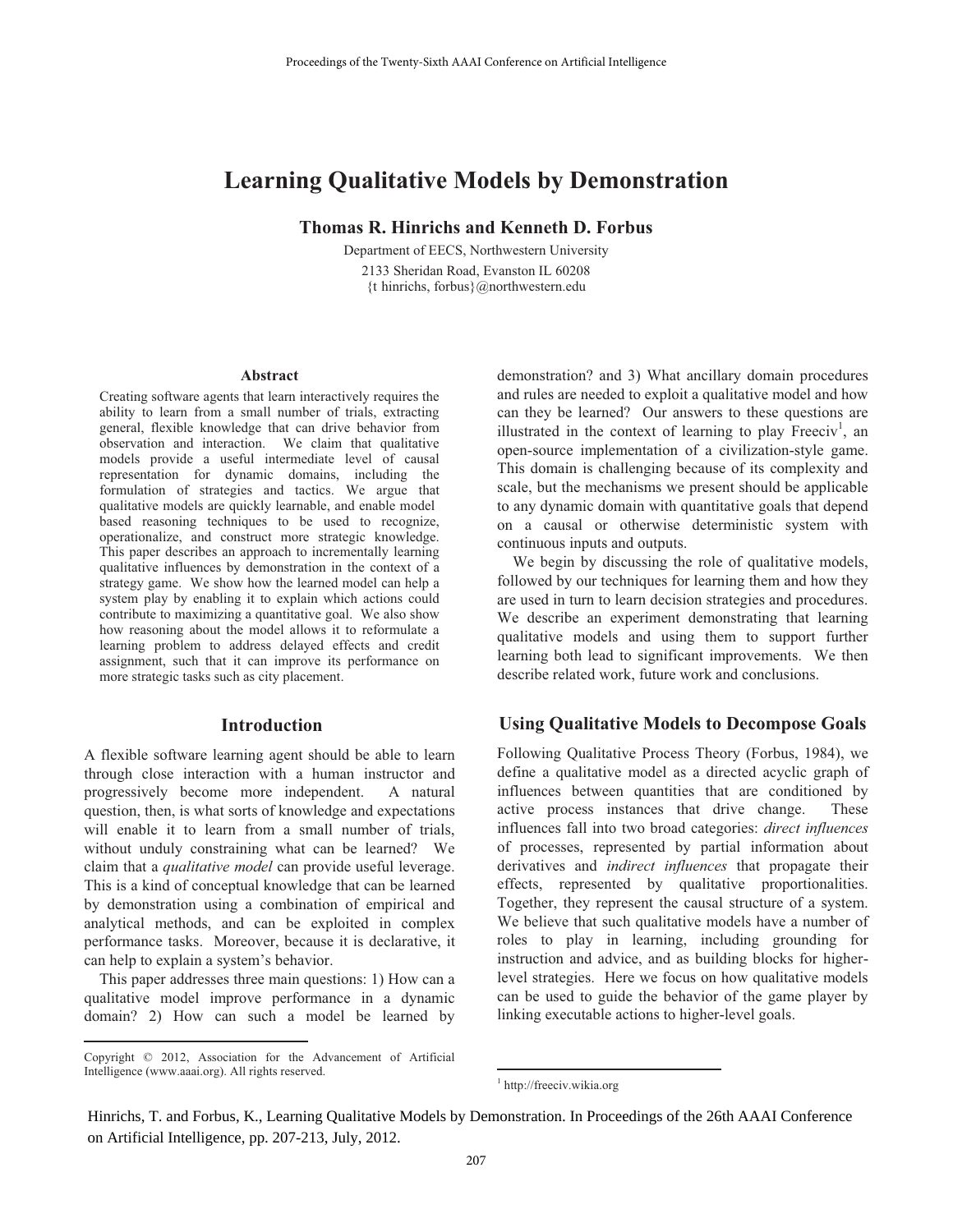# Learning Qualitative Models by Demonstration

**Thomas R. Hinrichs and Kenneth D. Forbus**

Department of EECS, Northwestern University
2133 Sheridan Road, Evanston IL 60208
{t hinrichs, forbus}@northwestern.edu

### Abstract

Creating software agents that learn interactively requires the ability to learn from a small number of trials, extracting general, flexible knowledge that can drive behavior from observation and interaction. We claim that qualitative models provide a useful intermediate level of causal representation for dynamic domains, including the formulation of strategies and tactics. We argue that qualitative models are quickly learnable, and enable model based reasoning techniques to be used to recognize, operationalize, and construct more strategic knowledge. This paper describes an approach to incrementally learning qualitative influences by demonstration in the context of a strategy game. We show how the learned model can help a system play by enabling it to explain which actions could contribute to maximizing a quantitative goal. We also show how reasoning about the model allows it to reformulate a learning problem to address delayed effects and credit assignment, such that it can improve its performance on more strategic tasks such as city placement.

## Introduction

A flexible software learning agent should be able to learn through close interaction with a human instructor and progressively become more independent. A natural question, then, is what sorts of knowledge and expectations will enable it to learn from a small number of trials, without unduly constraining what can be learned? We claim that a *qualitative model* can provide useful leverage. This is a kind of conceptual knowledge that can be learned by demonstration using a combination of empirical and analytical methods, and can be exploited in complex performance tasks. Moreover, because it is declarative, it can help to explain a system's behavior.

This paper addresses three main questions: 1) How can a qualitative model improve performance in a dynamic domain? 2) How can such a model be learned by demonstration? and 3) What ancillary domain procedures and rules are needed to exploit a qualitative model and how can they be learned? Our answers to these questions are illustrated in the context of learning to play Freeciv[1], an open-source implementation of a civilization-style game. This domain is challenging because of its complexity and scale, but the mechanisms we present should be applicable to any dynamic domain with quantitative goals that depend on a causal or otherwise deterministic system with continuous inputs and outputs.

We begin by discussing the role of qualitative models, followed by our techniques for learning them and how they are used in turn to learn decision strategies and procedures. We describe an experiment demonstrating that learning qualitative models and using them to support further learning both lead to significant improvements. We then describe related work, future work and conclusions.

## Using Qualitative Models to Decompose Goals

Following Qualitative Process Theory (Forbus, 1984), we define a qualitative model as a directed acyclic graph of influences between quantities that are conditioned by active process instances that drive change. These influences fall into two broad categories: *direct influences* of processes, represented by partial information about derivatives and *indirect influences* that propagate their effects, represented by qualitative proportionalities. Together, they represent the causal structure of a system. We believe that such qualitative models have a number of roles to play in learning, including grounding for instruction and advice, and as building blocks for higher-level strategies. Here we focus on how qualitative models can be used to guide the behavior of the game player by linking executable actions to higher-level goals.

---

Copyright © 2012, Association for the Advancement of Artificial Intelligence (www.aaai.org). All rights reserved.

[1] http://freeciv.wikia.org

Hinrichs, T. and Forbus, K., Learning Qualitative Models by Demonstration. In Proceedings of the 26th AAAI Conference on Artificial Intelligence, pp. 207-213, July, 2012.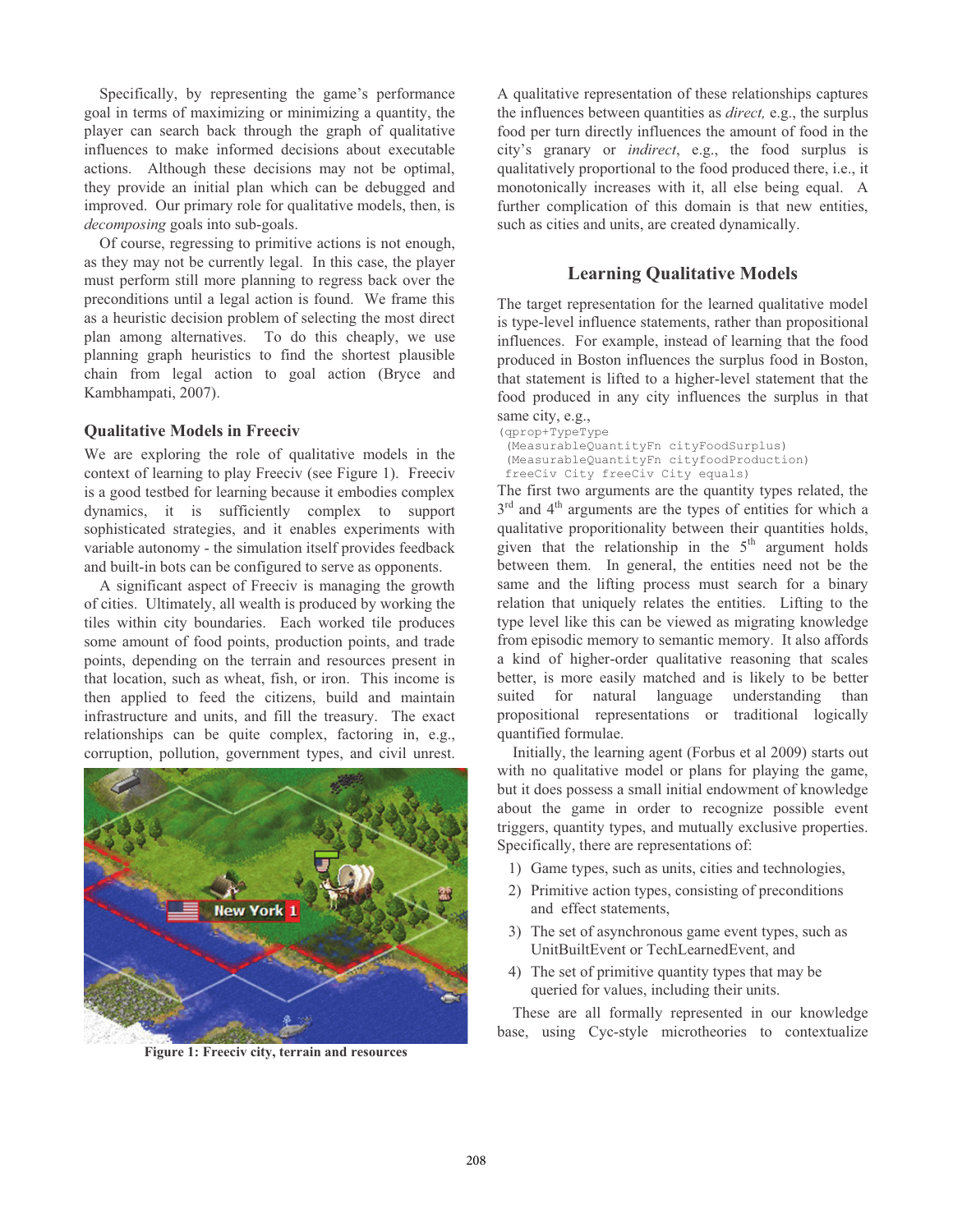Specifically, by representing the game's performance goal in terms of maximizing or minimizing a quantity, the player can search back through the graph of qualitative influences to make informed decisions about executable actions. Although these decisions may not be optimal, they provide an initial plan which can be debugged and improved. Our primary role for qualitative models, then, is *decomposing* goals into sub-goals.

Of course, regressing to primitive actions is not enough, as they may not be currently legal. In this case, the player must perform still more planning to regress back over the preconditions until a legal action is found. We frame this as a heuristic decision problem of selecting the most direct plan among alternatives. To do this cheaply, we use planning graph heuristics to find the shortest plausible chain from legal action to goal action (Bryce and Kambhampati, 2007).

### Qualitative Models in Freeciv

We are exploring the role of qualitative models in the context of learning to play Freeciv (see Figure 1). Freeciv is a good testbed for learning because it embodies complex dynamics, it is sufficiently complex to support sophisticated strategies, and it enables experiments with variable autonomy - the simulation itself provides feedback and built-in bots can be configured to serve as opponents.

A significant aspect of Freeciv is managing the growth of cities. Ultimately, all wealth is produced by working the tiles within city boundaries. Each worked tile produces some amount of food points, production points, and trade points, depending on the terrain and resources present in that location, such as wheat, fish, or iron. This income is then applied to feed the citizens, build and maintain infrastructure and units, and fill the treasury. The exact relationships can be quite complex, factoring in, e.g., corruption, pollution, government types, and civil unrest.

**Figure 1: Freeciv city, terrain and resources**

A qualitative representation of these relationships captures the influences between quantities as *direct,* e.g., the surplus food per turn directly influences the amount of food in the city's granary or *indirect*, e.g., the food surplus is qualitatively proportional to the food produced there, i.e., it monotonically increases with it, all else being equal. A further complication of this domain is that new entities, such as cities and units, are created dynamically.

## Learning Qualitative Models

The target representation for the learned qualitative model is type-level influence statements, rather than propositional influences. For example, instead of learning that the food produced in Boston influences the surplus food in Boston, that statement is lifted to a higher-level statement that the food produced in any city influences the surplus in that same city, e.g.,

```
(qprop+TypeType
 (MeasurableQuantityFn cityFoodSurplus)
 (MeasurableQuantityFn cityfoodProduction)
 freeCiv City freeCiv City equals)
```

The first two arguments are the quantity types related, the 3rd and 4th arguments are the types of entities for which a qualitative proporitionality between their quantities holds, given that the relationship in the 5th argument holds between them. In general, the entities need not be the same and the lifting process must search for a binary relation that uniquely relates the entities. Lifting to the type level like this can be viewed as migrating knowledge from episodic memory to semantic memory. It also affords a kind of higher-order qualitative reasoning that scales better, is more easily matched and is likely to be better suited for natural language understanding than propositional representations or traditional logically quantified formulae.

Initially, the learning agent (Forbus et al 2009) starts out with no qualitative model or plans for playing the game, but it does possess a small initial endowment of knowledge about the game in order to recognize possible event triggers, quantity types, and mutually exclusive properties. Specifically, there are representations of:

1) Game types, such as units, cities and technologies,
2) Primitive action types, consisting of preconditions and effect statements,
3) The set of asynchronous game event types, such as UnitBuiltEvent or TechLearnedEvent, and
4) The set of primitive quantity types that may be queried for values, including their units.

These are all formally represented in our knowledge base, using Cyc-style microtheories to contextualize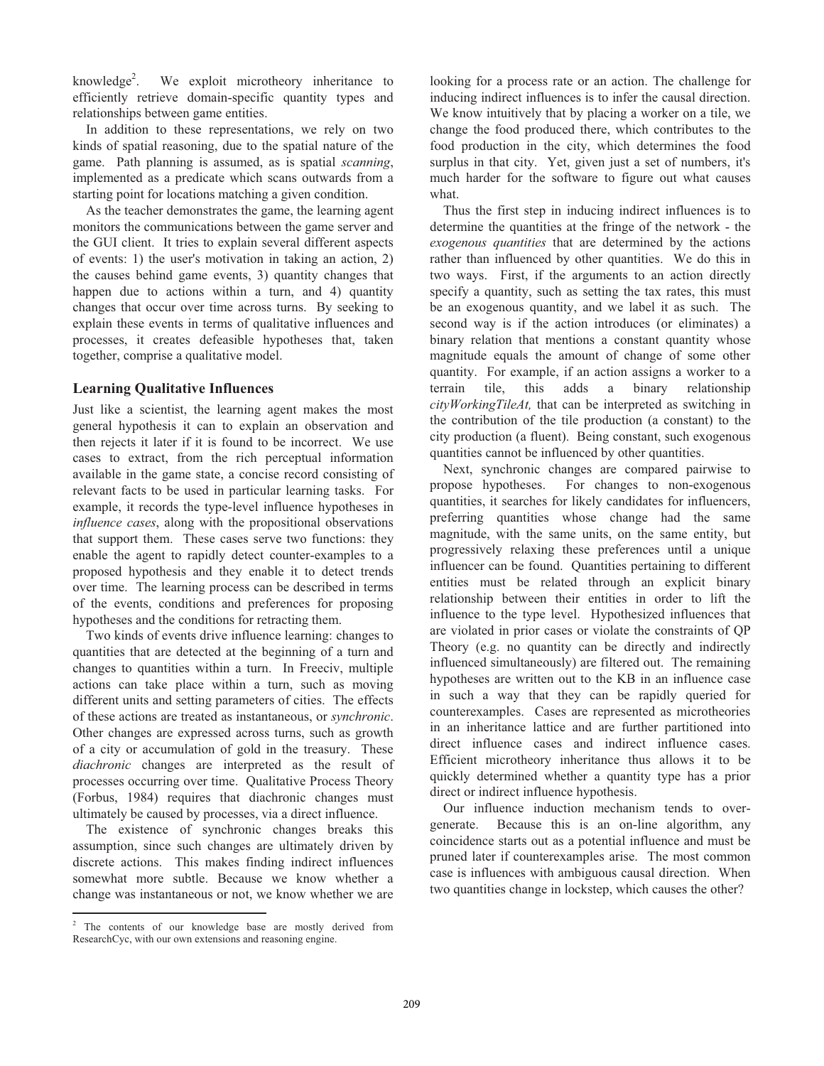knowledge[2]. We exploit microtheory inheritance to efficiently retrieve domain-specific quantity types and relationships between game entities.

In addition to these representations, we rely on two kinds of spatial reasoning, due to the spatial nature of the game. Path planning is assumed, as is spatial *scanning*, implemented as a predicate which scans outwards from a starting point for locations matching a given condition.

As the teacher demonstrates the game, the learning agent monitors the communications between the game server and the GUI client. It tries to explain several different aspects of events: 1) the user's motivation in taking an action, 2) the causes behind game events, 3) quantity changes that happen due to actions within a turn, and 4) quantity changes that occur over time across turns. By seeking to explain these events in terms of qualitative influences and processes, it creates defeasible hypotheses that, taken together, comprise a qualitative model.

## Learning Qualitative Influences

Just like a scientist, the learning agent makes the most general hypothesis it can to explain an observation and then rejects it later if it is found to be incorrect. We use cases to extract, from the rich perceptual information available in the game state, a concise record consisting of relevant facts to be used in particular learning tasks. For example, it records the type-level influence hypotheses in *influence cases*, along with the propositional observations that support them. These cases serve two functions: they enable the agent to rapidly detect counter-examples to a proposed hypothesis and they enable it to detect trends over time. The learning process can be described in terms of the events, conditions and preferences for proposing hypotheses and the conditions for retracting them.

Two kinds of events drive influence learning: changes to quantities that are detected at the beginning of a turn and changes to quantities within a turn. In Freeciv, multiple actions can take place within a turn, such as moving different units and setting parameters of cities. The effects of these actions are treated as instantaneous, or *synchronic*. Other changes are expressed across turns, such as growth of a city or accumulation of gold in the treasury. These *diachronic* changes are interpreted as the result of processes occurring over time. Qualitative Process Theory (Forbus, 1984) requires that diachronic changes must ultimately be caused by processes, via a direct influence.

The existence of synchronic changes breaks this assumption, since such changes are ultimately driven by discrete actions. This makes finding indirect influences somewhat more subtle. Because we know whether a change was instantaneous or not, we know whether we are looking for a process rate or an action. The challenge for inducing indirect influences is to infer the causal direction. We know intuitively that by placing a worker on a tile, we change the food produced there, which contributes to the food production in the city, which determines the food surplus in that city. Yet, given just a set of numbers, it's much harder for the software to figure out what causes what.

Thus the first step in inducing indirect influences is to determine the quantities at the fringe of the network - the *exogenous quantities* that are determined by the actions rather than influenced by other quantities. We do this in two ways. First, if the arguments to an action directly specify a quantity, such as setting the tax rates, this must be an exogenous quantity, and we label it as such. The second way is if the action introduces (or eliminates) a binary relation that mentions a constant quantity whose magnitude equals the amount of change of some other quantity. For example, if an action assigns a worker to a terrain tile, this adds a binary relationship *cityWorkingTileAt,* that can be interpreted as switching in the contribution of the tile production (a constant) to the city production (a fluent). Being constant, such exogenous quantities cannot be influenced by other quantities.

Next, synchronic changes are compared pairwise to propose hypotheses. For changes to non-exogenous quantities, it searches for likely candidates for influencers, preferring quantities whose change had the same magnitude, with the same units, on the same entity, but progressively relaxing these preferences until a unique influencer can be found. Quantities pertaining to different entities must be related through an explicit binary relationship between their entities in order to lift the influence to the type level. Hypothesized influences that are violated in prior cases or violate the constraints of QP Theory (e.g. no quantity can be directly and indirectly influenced simultaneously) are filtered out. The remaining hypotheses are written out to the KB in an influence case in such a way that they can be rapidly queried for counterexamples. Cases are represented as microtheories in an inheritance lattice and are further partitioned into direct influence cases and indirect influence cases. Efficient microtheory inheritance thus allows it to be quickly determined whether a quantity type has a prior direct or indirect influence hypothesis.

Our influence induction mechanism tends to over-generate. Because this is an on-line algorithm, any coincidence starts out as a potential influence and must be pruned later if counterexamples arise. The most common case is influences with ambiguous causal direction. When two quantities change in lockstep, which causes the other?

[2] The contents of our knowledge base are mostly derived from ResearchCyc, with our own extensions and reasoning engine.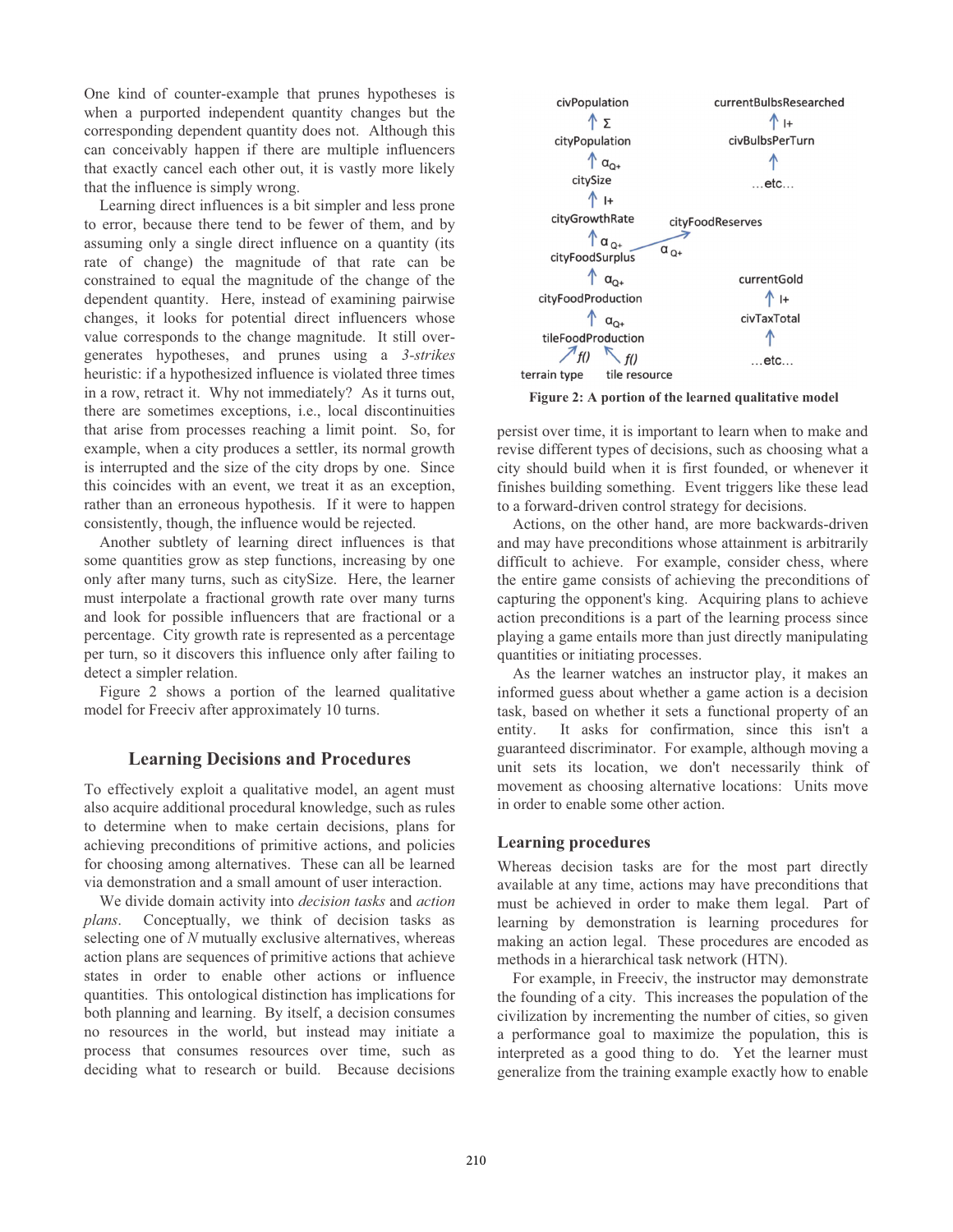One kind of counter-example that prunes hypotheses is when a purported independent quantity changes but the corresponding dependent quantity does not. Although this can conceivably happen if there are multiple influencers that exactly cancel each other out, it is vastly more likely that the influence is simply wrong.

Learning direct influences is a bit simpler and less prone to error, because there tend to be fewer of them, and by assuming only a single direct influence on a quantity (its rate of change) the magnitude of that rate can be constrained to equal the magnitude of the change of the dependent quantity. Here, instead of examining pairwise changes, it looks for potential direct influencers whose value corresponds to the change magnitude. It still over-generates hypotheses, and prunes using a *3-strikes* heuristic: if a hypothesized influence is violated three times in a row, retract it. Why not immediately? As it turns out, there are sometimes exceptions, i.e., local discontinuities that arise from processes reaching a limit point. So, for example, when a city produces a settler, its normal growth is interrupted and the size of the city drops by one. Since this coincides with an event, we treat it as an exception, rather than an erroneous hypothesis. If it were to happen consistently, though, the influence would be rejected.

Another subtlety of learning direct influences is that some quantities grow as step functions, increasing by one only after many turns, such as citySize. Here, the learner must interpolate a fractional growth rate over many turns and look for possible influencers that are fractional or a percentage. City growth rate is represented as a percentage per turn, so it discovers this influence only after failing to detect a simpler relation.

Figure 2 shows a portion of the learned qualitative model for Freeciv after approximately 10 turns.

**Figure 2: A portion of the learned qualitative model**

## Learning Decisions and Procedures

To effectively exploit a qualitative model, an agent must also acquire additional procedural knowledge, such as rules to determine when to make certain decisions, plans for achieving preconditions of primitive actions, and policies for choosing among alternatives. These can all be learned via demonstration and a small amount of user interaction.

We divide domain activity into *decision tasks* and *action plans*. Conceptually, we think of decision tasks as selecting one of *N* mutually exclusive alternatives, whereas action plans are sequences of primitive actions that achieve states in order to enable other actions or influence quantities. This ontological distinction has implications for both planning and learning. By itself, a decision consumes no resources in the world, but instead may initiate a process that consumes resources over time, such as deciding what to research or build. Because decisions persist over time, it is important to learn when to make and revise different types of decisions, such as choosing what a city should build when it is first founded, or whenever it finishes building something. Event triggers like these lead to a forward-driven control strategy for decisions.

Actions, on the other hand, are more backwards-driven and may have preconditions whose attainment is arbitrarily difficult to achieve. For example, consider chess, where the entire game consists of achieving the preconditions of capturing the opponent's king. Acquiring plans to achieve action preconditions is a part of the learning process since playing a game entails more than just directly manipulating quantities or initiating processes.

As the learner watches an instructor play, it makes an informed guess about whether a game action is a decision task, based on whether it sets a functional property of an entity. It asks for confirmation, since this isn't a guaranteed discriminator. For example, although moving a unit sets its location, we don't necessarily think of movement as choosing alternative locations: Units move in order to enable some other action.

### Learning procedures

Whereas decision tasks are for the most part directly available at any time, actions may have preconditions that must be achieved in order to make them legal. Part of learning by demonstration is learning procedures for making an action legal. These procedures are encoded as methods in a hierarchical task network (HTN).

For example, in Freeciv, the instructor may demonstrate the founding of a city. This increases the population of the civilization by incrementing the number of cities, so given a performance goal to maximize the population, this is interpreted as a good thing to do. Yet the learner must generalize from the training example exactly how to enable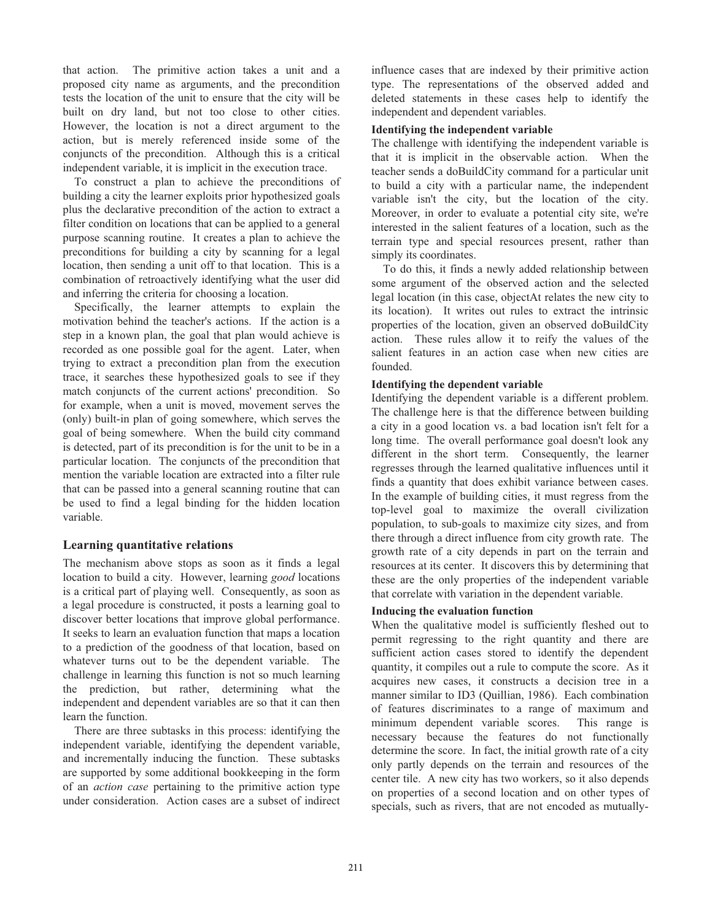that action. The primitive action takes a unit and a proposed city name as arguments, and the precondition tests the location of the unit to ensure that the city will be built on dry land, but not too close to other cities. However, the location is not a direct argument to the action, but is merely referenced inside some of the conjuncts of the precondition. Although this is a critical independent variable, it is implicit in the execution trace.

To construct a plan to achieve the preconditions of building a city the learner exploits prior hypothesized goals plus the declarative precondition of the action to extract a filter condition on locations that can be applied to a general purpose scanning routine. It creates a plan to achieve the preconditions for building a city by scanning for a legal location, then sending a unit off to that location. This is a combination of retroactively identifying what the user did and inferring the criteria for choosing a location.

Specifically, the learner attempts to explain the motivation behind the teacher's actions. If the action is a step in a known plan, the goal that plan would achieve is recorded as one possible goal for the agent. Later, when trying to extract a precondition plan from the execution trace, it searches these hypothesized goals to see if they match conjuncts of the current actions' precondition. So for example, when a unit is moved, movement serves the (only) built-in plan of going somewhere, which serves the goal of being somewhere. When the build city command is detected, part of its precondition is for the unit to be in a particular location. The conjuncts of the precondition that mention the variable location are extracted into a filter rule that can be passed into a general scanning routine that can be used to find a legal binding for the hidden location variable.

## Learning quantitative relations

The mechanism above stops as soon as it finds a legal location to build a city. However, learning *good* locations is a critical part of playing well. Consequently, as soon as a legal procedure is constructed, it posts a learning goal to discover better locations that improve global performance. It seeks to learn an evaluation function that maps a location to a prediction of the goodness of that location, based on whatever turns out to be the dependent variable. The challenge in learning this function is not so much learning the prediction, but rather, determining what the independent and dependent variables are so that it can then learn the function.

There are three subtasks in this process: identifying the independent variable, identifying the dependent variable, and incrementally inducing the function. These subtasks are supported by some additional bookkeeping in the form of an *action case* pertaining to the primitive action type under consideration. Action cases are a subset of indirect influence cases that are indexed by their primitive action type. The representations of the observed added and deleted statements in these cases help to identify the independent and dependent variables.

**Identifying the independent variable**

The challenge with identifying the independent variable is that it is implicit in the observable action. When the teacher sends a doBuildCity command for a particular unit to build a city with a particular name, the independent variable isn't the city, but the location of the city. Moreover, in order to evaluate a potential city site, we're interested in the salient features of a location, such as the terrain type and special resources present, rather than simply its coordinates.

To do this, it finds a newly added relationship between some argument of the observed action and the selected legal location (in this case, objectAt relates the new city to its location). It writes out rules to extract the intrinsic properties of the location, given an observed doBuildCity action. These rules allow it to reify the values of the salient features in an action case when new cities are founded.

**Identifying the dependent variable**

Identifying the dependent variable is a different problem. The challenge here is that the difference between building a city in a good location vs. a bad location isn't felt for a long time. The overall performance goal doesn't look any different in the short term. Consequently, the learner regresses through the learned qualitative influences until it finds a quantity that does exhibit variance between cases. In the example of building cities, it must regress from the top-level goal to maximize the overall civilization population, to sub-goals to maximize city sizes, and from there through a direct influence from city growth rate. The growth rate of a city depends in part on the terrain and resources at its center. It discovers this by determining that these are the only properties of the independent variable that correlate with variation in the dependent variable.

**Inducing the evaluation function**

When the qualitative model is sufficiently fleshed out to permit regressing to the right quantity and there are sufficient action cases stored to identify the dependent quantity, it compiles out a rule to compute the score. As it acquires new cases, it constructs a decision tree in a manner similar to ID3 (Quillian, 1986). Each combination of features discriminates to a range of maximum and minimum dependent variable scores. This range is necessary because the features do not functionally determine the score. In fact, the initial growth rate of a city only partly depends on the terrain and resources of the center tile. A new city has two workers, so it also depends on properties of a second location and on other types of specials, such as rivers, that are not encoded as mutually-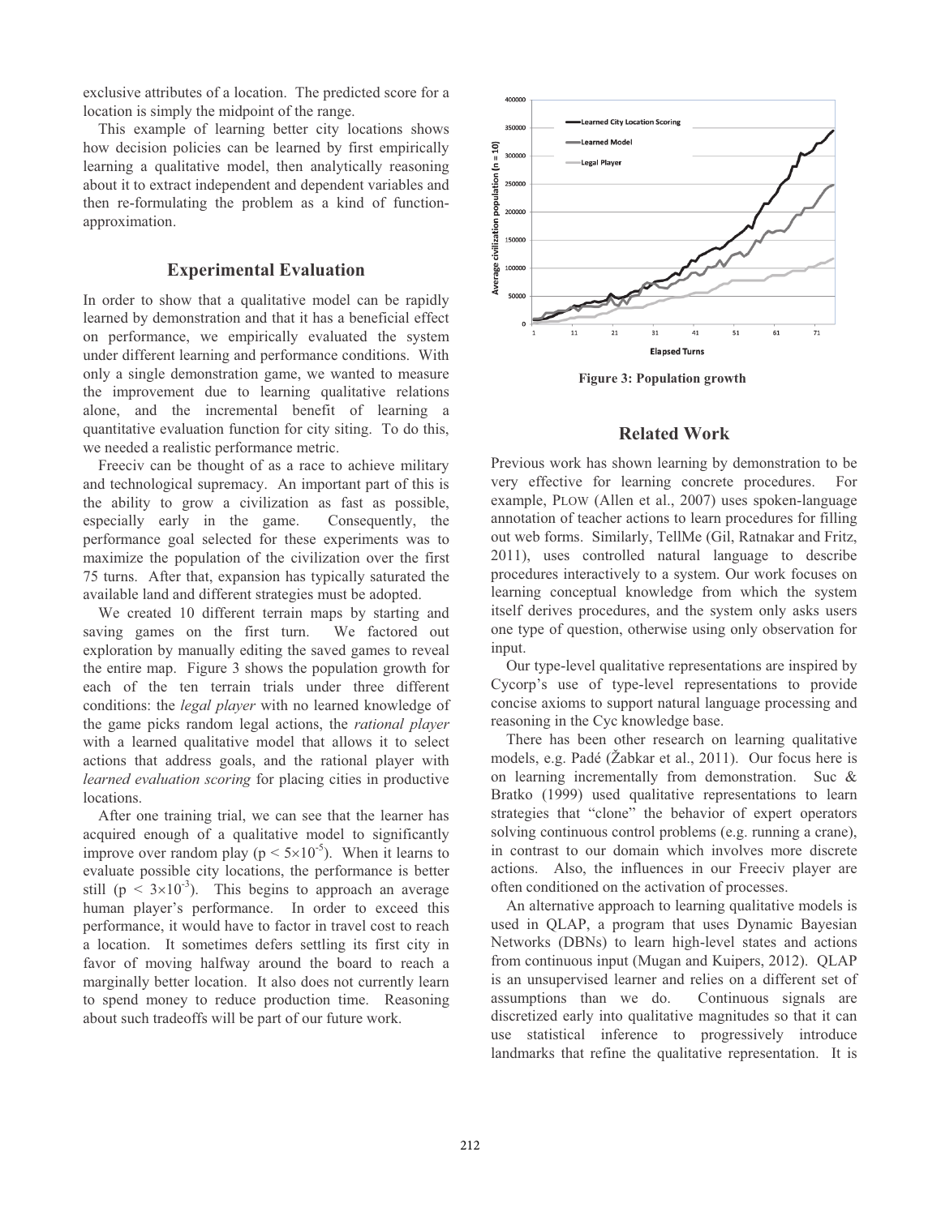exclusive attributes of a location. The predicted score for a location is simply the midpoint of the range.

This example of learning better city locations shows how decision policies can be learned by first empirically learning a qualitative model, then analytically reasoning about it to extract independent and dependent variables and then re-formulating the problem as a kind of function-approximation.

## Experimental Evaluation

In order to show that a qualitative model can be rapidly learned by demonstration and that it has a beneficial effect on performance, we empirically evaluated the system under different learning and performance conditions. With only a single demonstration game, we wanted to measure the improvement due to learning qualitative relations alone, and the incremental benefit of learning a quantitative evaluation function for city siting. To do this, we needed a realistic performance metric.

Freeciv can be thought of as a race to achieve military and technological supremacy. An important part of this is the ability to grow a civilization as fast as possible, especially early in the game. Consequently, the performance goal selected for these experiments was to maximize the population of the civilization over the first 75 turns. After that, expansion has typically saturated the available land and different strategies must be adopted.

We created 10 different terrain maps by starting and saving games on the first turn. We factored out exploration by manually editing the saved games to reveal the entire map. Figure 3 shows the population growth for each of the ten terrain trials under three different conditions: the *legal player* with no learned knowledge of the game picks random legal actions, the *rational player* with a learned qualitative model that allows it to select actions that address goals, and the rational player with *learned evaluation scoring* for placing cities in productive locations.

After one training trial, we can see that the learner has acquired enough of a qualitative model to significantly improve over random play ($p < 5\times10^{-5}$). When it learns to evaluate possible city locations, the performance is better still ($p < 3\times10^{-3}$). This begins to approach an average human player's performance. In order to exceed this performance, it would have to factor in travel cost to reach a location. It sometimes defers settling its first city in favor of moving halfway around the board to reach a marginally better location. It also does not currently learn to spend money to reduce production time. Reasoning about such tradeoffs will be part of our future work.

**Figure 3: Population growth**

## Related Work

Previous work has shown learning by demonstration to be very effective for learning concrete procedures. For example, PLOW (Allen et al., 2007) uses spoken-language annotation of teacher actions to learn procedures for filling out web forms. Similarly, TellMe (Gil, Ratnakar and Fritz, 2011), uses controlled natural language to describe procedures interactively to a system. Our work focuses on learning conceptual knowledge from which the system itself derives procedures, and the system only asks users one type of question, otherwise using only observation for input.

Our type-level qualitative representations are inspired by Cycorp's use of type-level representations to provide concise axioms to support natural language processing and reasoning in the Cyc knowledge base.

There has been other research on learning qualitative models, e.g. Padé (Žabkar et al., 2011). Our focus here is on learning incrementally from demonstration. Suc & Bratko (1999) used qualitative representations to learn strategies that "clone" the behavior of expert operators solving continuous control problems (e.g. running a crane), in contrast to our domain which involves more discrete actions. Also, the influences in our Freeciv player are often conditioned on the activation of processes.

An alternative approach to learning qualitative models is used in QLAP, a program that uses Dynamic Bayesian Networks (DBNs) to learn high-level states and actions from continuous input (Mugan and Kuipers, 2012). QLAP is an unsupervised learner and relies on a different set of assumptions than we do. Continuous signals are discretized early into qualitative magnitudes so that it can use statistical inference to progressively introduce landmarks that refine the qualitative representation. It is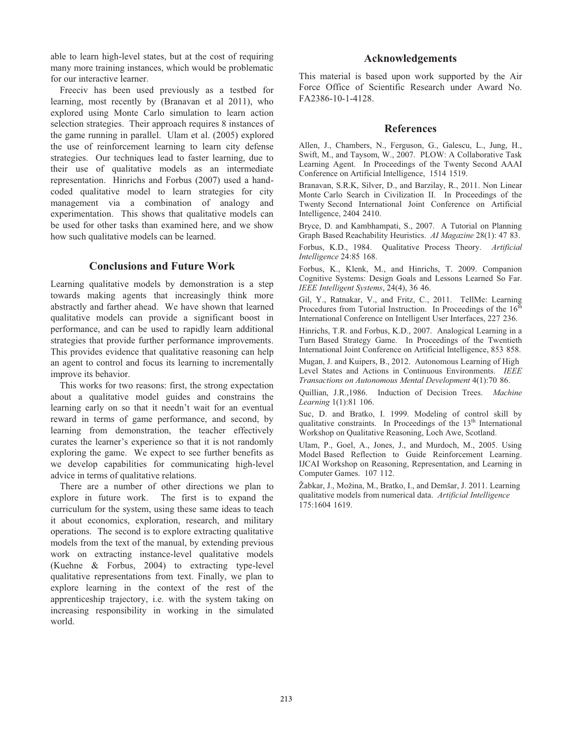able to learn high-level states, but at the cost of requiring many more training instances, which would be problematic for our interactive learner.

Freeciv has been used previously as a testbed for learning, most recently by (Branavan et al 2011), who explored using Monte Carlo simulation to learn action selection strategies. Their approach requires 8 instances of the game running in parallel. Ulam et al. (2005) explored the use of reinforcement learning to learn city defense strategies. Our techniques lead to faster learning, due to their use of qualitative models as an intermediate representation. Hinrichs and Forbus (2007) used a hand-coded qualitative model to learn strategies for city management via a combination of analogy and experimentation. This shows that qualitative models can be used for other tasks than examined here, and we show how such qualitative models can be learned.

## Conclusions and Future Work

Learning qualitative models by demonstration is a step towards making agents that increasingly think more abstractly and farther ahead. We have shown that learned qualitative models can provide a significant boost in performance, and can be used to rapidly learn additional strategies that provide further performance improvements. This provides evidence that qualitative reasoning can help an agent to control and focus its learning to incrementally improve its behavior.

This works for two reasons: first, the strong expectation about a qualitative model guides and constrains the learning early on so that it needn't wait for an eventual reward in terms of game performance, and second, by learning from demonstration, the teacher effectively curates the learner's experience so that it is not randomly exploring the game. We expect to see further benefits as we develop capabilities for communicating high-level advice in terms of qualitative relations.

There are a number of other directions we plan to explore in future work. The first is to expand the curriculum for the system, using these same ideas to teach it about economics, exploration, research, and military operations. The second is to explore extracting qualitative models from the text of the manual, by extending previous work on extracting instance-level qualitative models (Kuehne & Forbus, 2004) to extracting type-level qualitative representations from text. Finally, we plan to explore learning in the context of the rest of the apprenticeship trajectory, i.e. with the system taking on increasing responsibility in working in the simulated world.

## Acknowledgements

This material is based upon work supported by the Air Force Office of Scientific Research under Award No. FA2386-10-1-4128.

## References

Allen, J., Chambers, N., Ferguson, G., Galescu, L., Jung, H., Swift, M., and Taysom, W., 2007. PLOW: A Collaborative Task Learning Agent. In Proceedings of the Twenty Second AAAI Conference on Artificial Intelligence, 1514 1519.

Branavan, S.R.K, Silver, D., and Barzilay, R., 2011. Non Linear Monte Carlo Search in Civilization II. In Proceedings of the Twenty Second International Joint Conference on Artificial Intelligence, 2404 2410.

Bryce, D. and Kambhampati, S., 2007. A Tutorial on Planning Graph Based Reachability Heuristics. *AI Magazine* 28(1): 47 83.

Forbus, K.D., 1984. Qualitative Process Theory. *Artificial Intelligence* 24:85 168.

Forbus, K., Klenk, M., and Hinrichs, T. 2009. Companion Cognitive Systems: Design Goals and Lessons Learned So Far. *IEEE Intelligent Systems*, 24(4), 36 46.

Gil, Y., Ratnakar, V., and Fritz, C., 2011. TellMe: Learning Procedures from Tutorial Instruction. In Proceedings of the 16th International Conference on Intelligent User Interfaces, 227 236.

Hinrichs, T.R. and Forbus, K.D., 2007. Analogical Learning in a Turn Based Strategy Game. In Proceedings of the Twentieth International Joint Conference on Artificial Intelligence, 853 858.

Mugan, J. and Kuipers, B., 2012. Autonomous Learning of High Level States and Actions in Continuous Environments. *IEEE Transactions on Autonomous Mental Development* 4(1):70 86.

Quillian, J.R.,1986. Induction of Decision Trees. *Machine Learning* 1(1):81 106.

Suc, D. and Bratko, I. 1999. Modeling of control skill by qualitative constraints. In Proceedings of the 13th International Workshop on Qualitative Reasoning, Loch Awe, Scotland.

Ulam, P., Goel, A., Jones, J., and Murdoch, M., 2005. Using Model Based Reflection to Guide Reinforcement Learning. IJCAI Workshop on Reasoning, Representation, and Learning in Computer Games. 107 112.

Žabkar, J., Možina, M., Bratko, I., and Demšar, J. 2011. Learning qualitative models from numerical data. *Artificial Intelligence* 175:1604 1619.